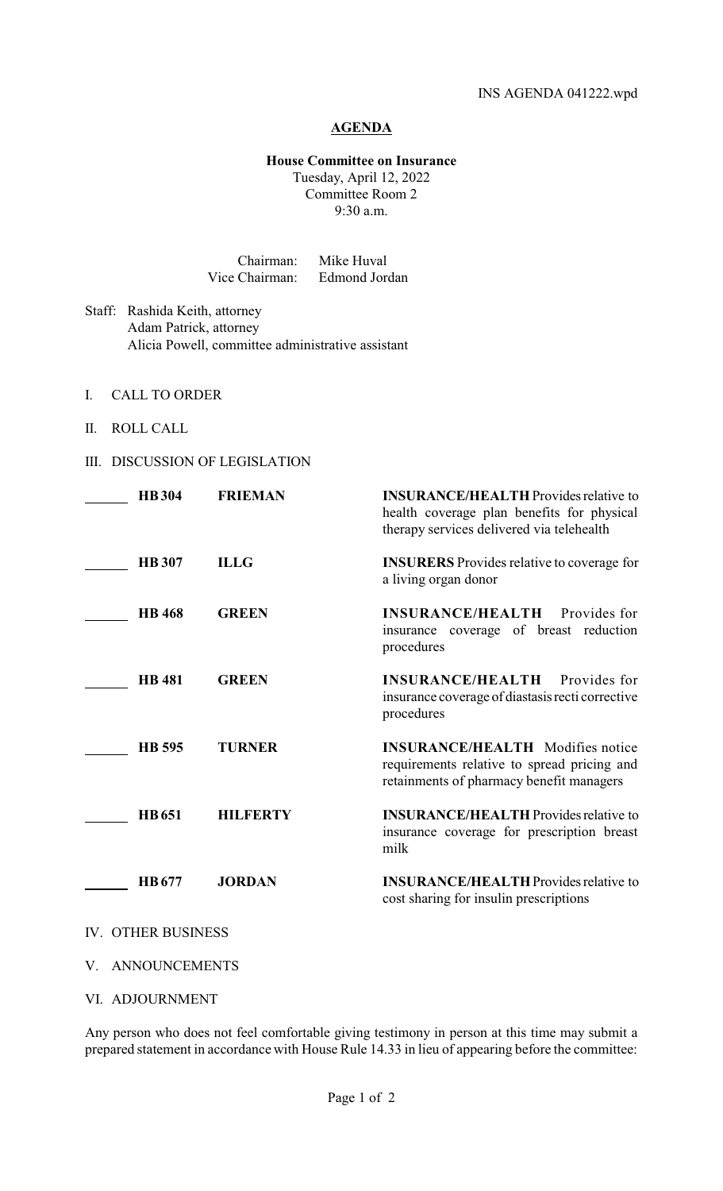INS AGENDA 041222.wpd

# AGENDA

**House Committee on Insurance**
Tuesday, April 12, 2022
Committee Room 2
9:30 a.m.

Chairman: Mike Huval
Vice Chairman: Edmond Jordan

Staff: Rashida Keith, attorney
Adam Patrick, attorney
Alicia Powell, committee administrative assistant

I. CALL TO ORDER

II. ROLL CALL

III. DISCUSSION OF LEGISLATION

| | Bill | Author | Description |
|---|---|---|---|
| ______ | **HB 304** | **FRIEMAN** | **INSURANCE/HEALTH** Provides relative to health coverage plan benefits for physical therapy services delivered via telehealth |
| ______ | **HB 307** | **ILLG** | **INSURERS** Provides relative to coverage for a living organ donor |
| ______ | **HB 468** | **GREEN** | **INSURANCE/HEALTH** Provides for insurance coverage of breast reduction procedures |
| ______ | **HB 481** | **GREEN** | **INSURANCE/HEALTH** Provides for insurance coverage of diastasis recti corrective procedures |
| ______ | **HB 595** | **TURNER** | **INSURANCE/HEALTH** Modifies notice requirements relative to spread pricing and retainments of pharmacy benefit managers |
| ______ | **HB 651** | **HILFERTY** | **INSURANCE/HEALTH** Provides relative to insurance coverage for prescription breast milk |
| ______ | **HB 677** | **JORDAN** | **INSURANCE/HEALTH** Provides relative to cost sharing for insulin prescriptions |

IV. OTHER BUSINESS

V. ANNOUNCEMENTS

VI. ADJOURNMENT

Any person who does not feel comfortable giving testimony in person at this time may submit a prepared statement in accordance with House Rule 14.33 in lieu of appearing before the committee: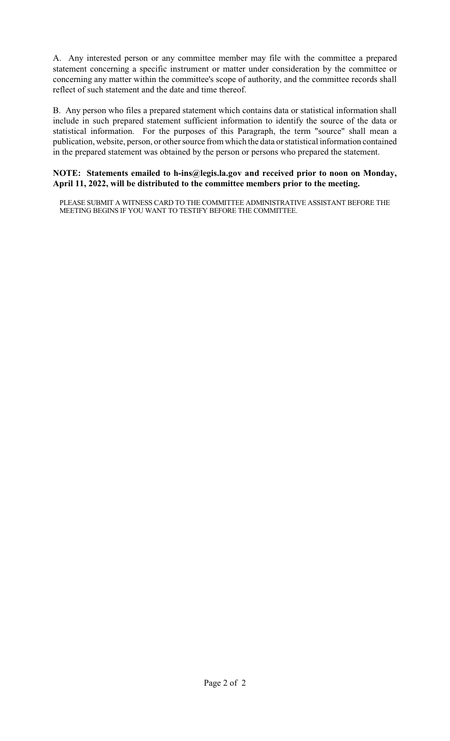A. Any interested person or any committee member may file with the committee a prepared statement concerning a specific instrument or matter under consideration by the committee or concerning any matter within the committee's scope of authority, and the committee records shall reflect of such statement and the date and time thereof.

B. Any person who files a prepared statement which contains data or statistical information shall include in such prepared statement sufficient information to identify the source of the data or statistical information. For the purposes of this Paragraph, the term "source" shall mean a publication, website, person, or other source from which the data or statistical information contained in the prepared statement was obtained by the person or persons who prepared the statement.

**NOTE: Statements emailed to h-ins@legis.la.gov and received prior to noon on Monday, April 11, 2022, will be distributed to the committee members prior to the meeting.**

PLEASE SUBMIT A WITNESS CARD TO THE COMMITTEE ADMINISTRATIVE ASSISTANT BEFORE THE MEETING BEGINS IF YOU WANT TO TESTIFY BEFORE THE COMMITTEE.